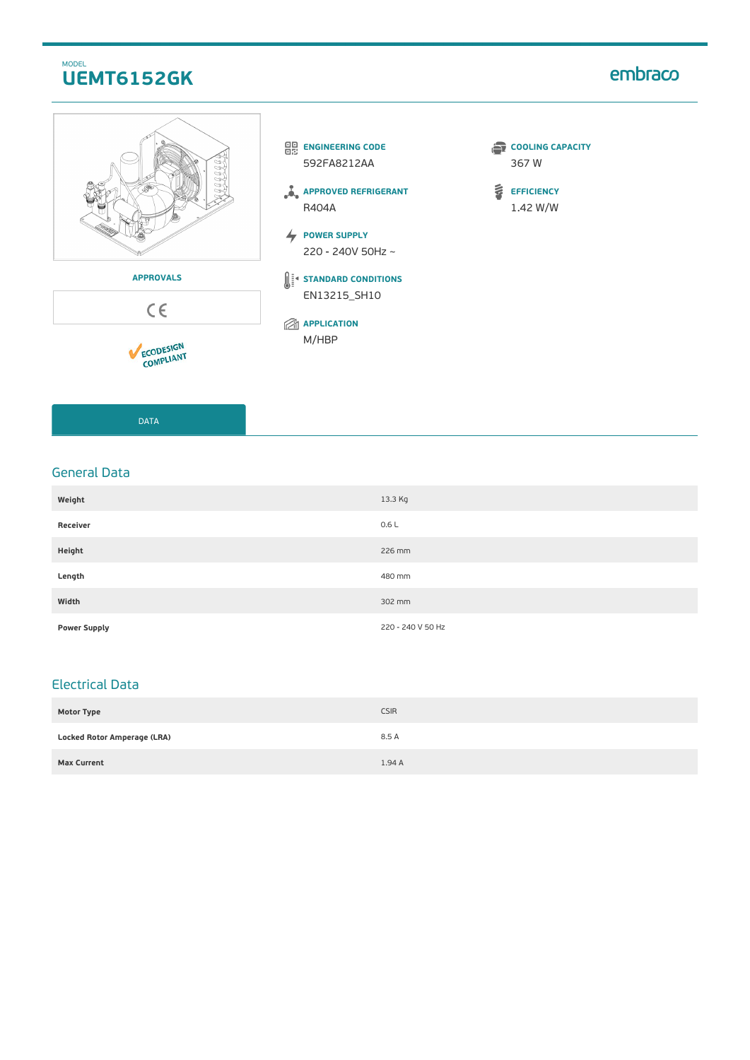MODEL

# UEMT6152GK

embraco

APPROVALS

CE

ECODESIGN COMPLIANT

**ENGINEERING CODE**
592FA8212AA

**APPROVED REFRIGERANT**
R404A

**POWER SUPPLY**
220 - 240V 50Hz ~

**STANDARD CONDITIONS**
EN13215_SH10

**APPLICATION**
M/HBP

**COOLING CAPACITY**
367 W

**EFFICIENCY**
1.42 W/W

DATA

## General Data

| | |
|---|---|
| **Weight** | 13.3 Kg |
| **Receiver** | 0.6 L |
| **Height** | 226 mm |
| **Length** | 480 mm |
| **Width** | 302 mm |
| **Power Supply** | 220 - 240 V 50 Hz |

## Electrical Data

| | |
|---|---|
| **Motor Type** | CSIR |
| **Locked Rotor Amperage (LRA)** | 8.5 A |
| **Max Current** | 1.94 A |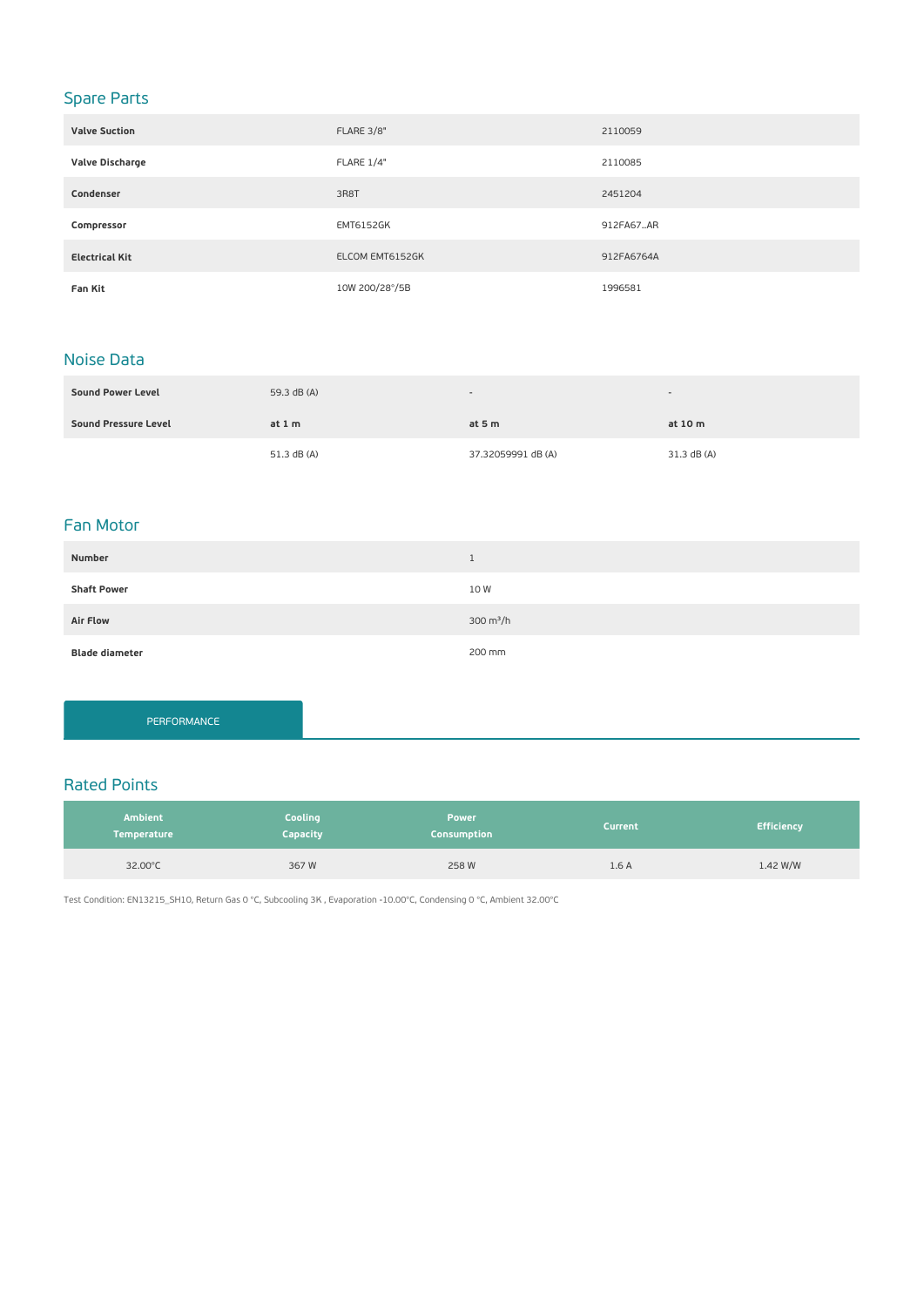## Spare Parts

| | | |
|---|---|---|
| **Valve Suction** | FLARE 3/8" | 2110059 |
| **Valve Discharge** | FLARE 1/4" | 2110085 |
| **Condenser** | 3R8T | 2451204 |
| **Compressor** | EMT6152GK | 912FA67..AR |
| **Electrical Kit** | ELCOM EMT6152GK | 912FA6764A |
| **Fan Kit** | 10W 200/28°/5B | 1996581 |

## Noise Data

| | | | |
|---|---|---|---|
| **Sound Power Level** | 59.3 dB (A) | - | - |
| **Sound Pressure Level** | **at 1 m** | **at 5 m** | **at 10 m** |
| | 51.3 dB (A) | 37.32059991 dB (A) | 31.3 dB (A) |

## Fan Motor

| | |
|---|---|
| **Number** | 1 |
| **Shaft Power** | 10 W |
| **Air Flow** | 300 m³/h |
| **Blade diameter** | 200 mm |

PERFORMANCE

## Rated Points

| Ambient Temperature | Cooling Capacity | Power Consumption | Current | Efficiency |
|---|---|---|---|---|
| 32.00°C | 367 W | 258 W | 1.6 A | 1.42 W/W |

Test Condition: EN13215_SH10, Return Gas 0 °C, Subcooling 3K , Evaporation -10.00°C, Condensing 0 °C, Ambient 32.00°C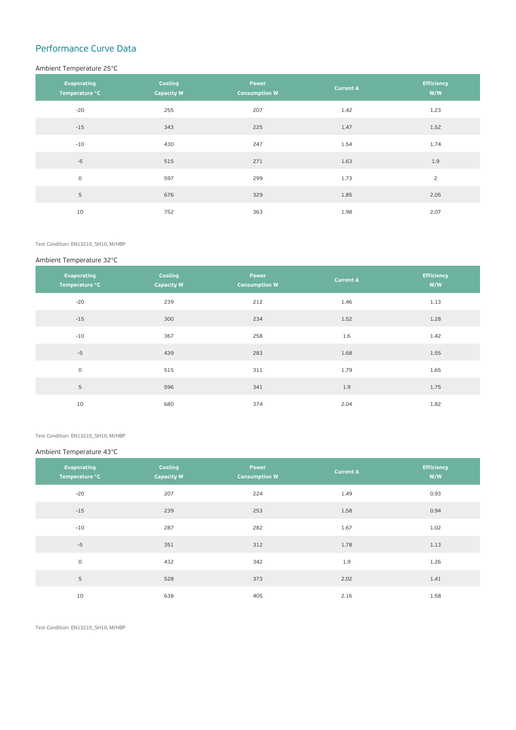## Performance Curve Data

### Ambient Temperature 25°C

| Evaporating Temperature °C | Cooling Capacity W | Power Consumption W | Current A | Efficiency W/W |
|---|---|---|---|---|
| -20 | 255 | 207 | 1.42 | 1.23 |
| -15 | 343 | 225 | 1.47 | 1.52 |
| -10 | 430 | 247 | 1.54 | 1.74 |
| -5 | 515 | 271 | 1.63 | 1.9 |
| 0 | 597 | 299 | 1.73 | 2 |
| 5 | 676 | 329 | 1.85 | 2.05 |
| 10 | 752 | 363 | 1.98 | 2.07 |

Test Condition: EN13215_SH10, M/HBP

### Ambient Temperature 32°C

| Evaporating Temperature °C | Cooling Capacity W | Power Consumption W | Current A | Efficiency W/W |
|---|---|---|---|---|
| -20 | 239 | 212 | 1.46 | 1.13 |
| -15 | 300 | 234 | 1.52 | 1.28 |
| -10 | 367 | 258 | 1.6 | 1.42 |
| -5 | 439 | 283 | 1.68 | 1.55 |
| 0 | 515 | 311 | 1.79 | 1.65 |
| 5 | 596 | 341 | 1.9 | 1.75 |
| 10 | 680 | 374 | 2.04 | 1.82 |

Test Condition: EN13215_SH10, M/HBP

### Ambient Temperature 43°C

| Evaporating Temperature °C | Cooling Capacity W | Power Consumption W | Current A | Efficiency W/W |
|---|---|---|---|---|
| -20 | 207 | 224 | 1.49 | 0.93 |
| -15 | 239 | 253 | 1.58 | 0.94 |
| -10 | 287 | 282 | 1.67 | 1.02 |
| -5 | 351 | 312 | 1.78 | 1.13 |
| 0 | 432 | 342 | 1.9 | 1.26 |
| 5 | 528 | 373 | 2.02 | 1.41 |
| 10 | 638 | 405 | 2.16 | 1.58 |

Test Condition: EN13215_SH10, M/HBP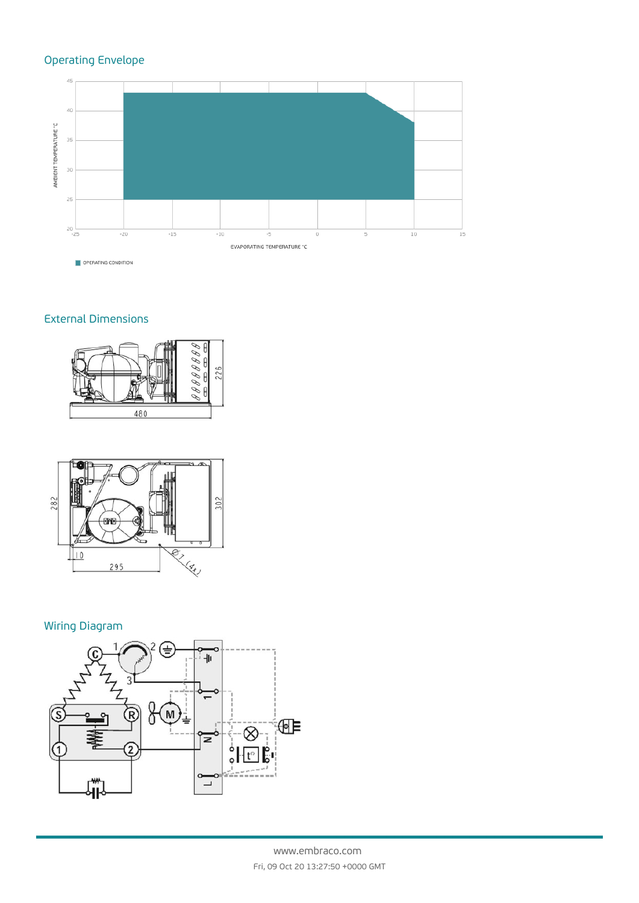## Operating Envelope

45
40
35
30
25
20

AMBIENT TEMPERATURE °C

-25
-20
-15
-10
-5
0
5
10
15

EVAPORATING TEMPERATURE °C

OPERATING CONDITION

## External Dimensions

480
226

282
302
10
295
Ø 7 (4x)

## Wiring Diagram

C
1
2
3
S
R
M
1
2
L
N

www.embraco.com

Fri, 09 Oct 20 13:27:50 +0000 GMT